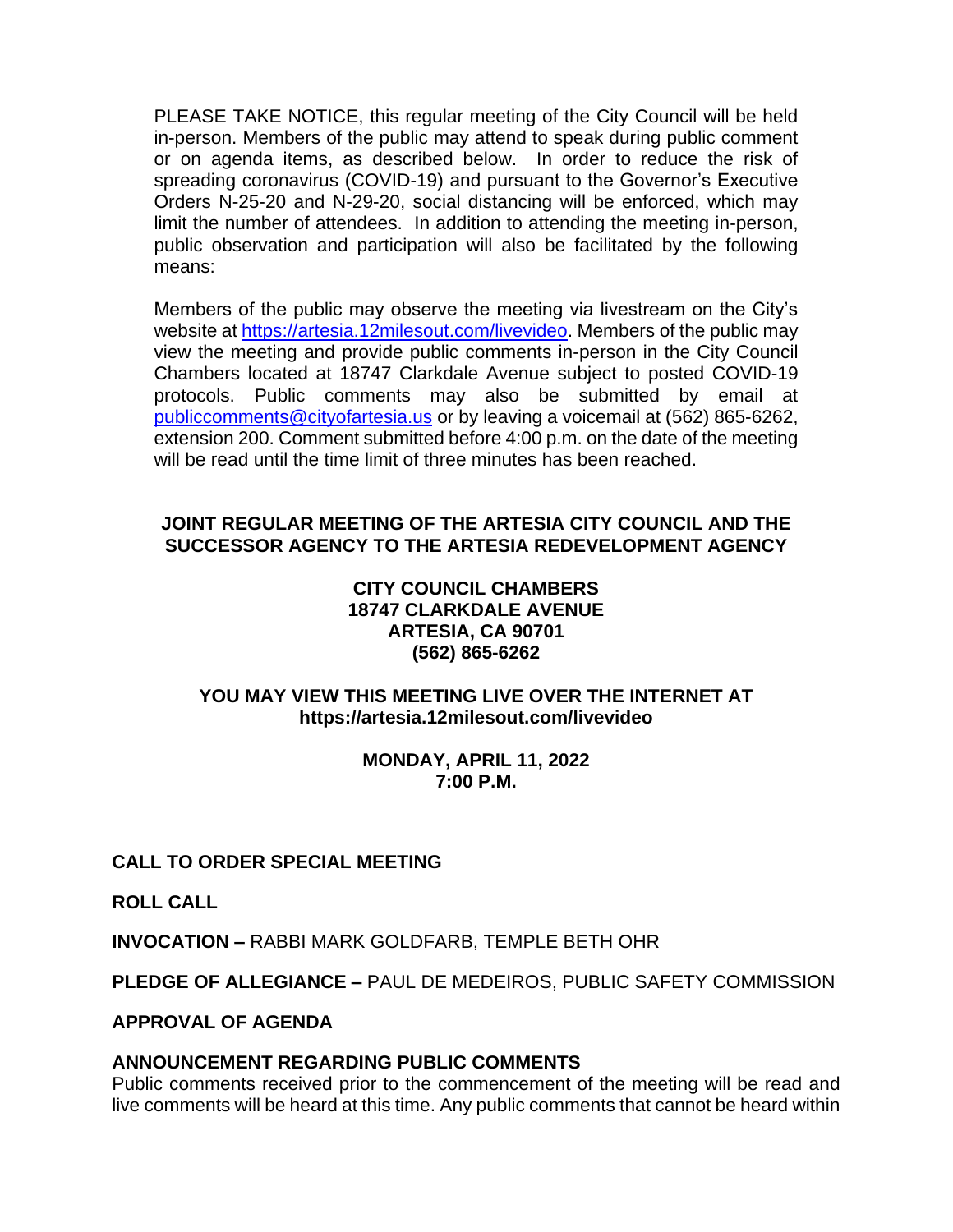PLEASE TAKE NOTICE, this regular meeting of the City Council will be held in-person. Members of the public may attend to speak during public comment or on agenda items, as described below. In order to reduce the risk of spreading coronavirus (COVID-19) and pursuant to the Governor's Executive Orders N-25-20 and N-29-20, social distancing will be enforced, which may limit the number of attendees. In addition to attending the meeting in-person, public observation and participation will also be facilitated by the following means:

Members of the public may observe the meeting via livestream on the City's website at https://artesia.12milesout.com/livevideo. Members of the public may view the meeting and provide public comments in-person in the City Council Chambers located at 18747 Clarkdale Avenue subject to posted COVID-19 protocols. Public comments may also be submitted by email at publiccomments@cityofartesia.us or by leaving a voicemail at (562) 865-6262, extension 200. Comment submitted before 4:00 p.m. on the date of the meeting will be read until the time limit of three minutes has been reached.

**JOINT REGULAR MEETING OF THE ARTESIA CITY COUNCIL AND THE SUCCESSOR AGENCY TO THE ARTESIA REDEVELOPMENT AGENCY**

**CITY COUNCIL CHAMBERS**
**18747 CLARKDALE AVENUE**
**ARTESIA, CA 90701**
**(562) 865-6262**

**YOU MAY VIEW THIS MEETING LIVE OVER THE INTERNET AT**
**https://artesia.12milesout.com/livevideo**

**MONDAY, APRIL 11, 2022**
**7:00 P.M.**

**CALL TO ORDER SPECIAL MEETING**

**ROLL CALL**

**INVOCATION –** RABBI MARK GOLDFARB, TEMPLE BETH OHR

**PLEDGE OF ALLEGIANCE –** PAUL DE MEDEIROS, PUBLIC SAFETY COMMISSION

**APPROVAL OF AGENDA**

**ANNOUNCEMENT REGARDING PUBLIC COMMENTS**

Public comments received prior to the commencement of the meeting will be read and live comments will be heard at this time. Any public comments that cannot be heard within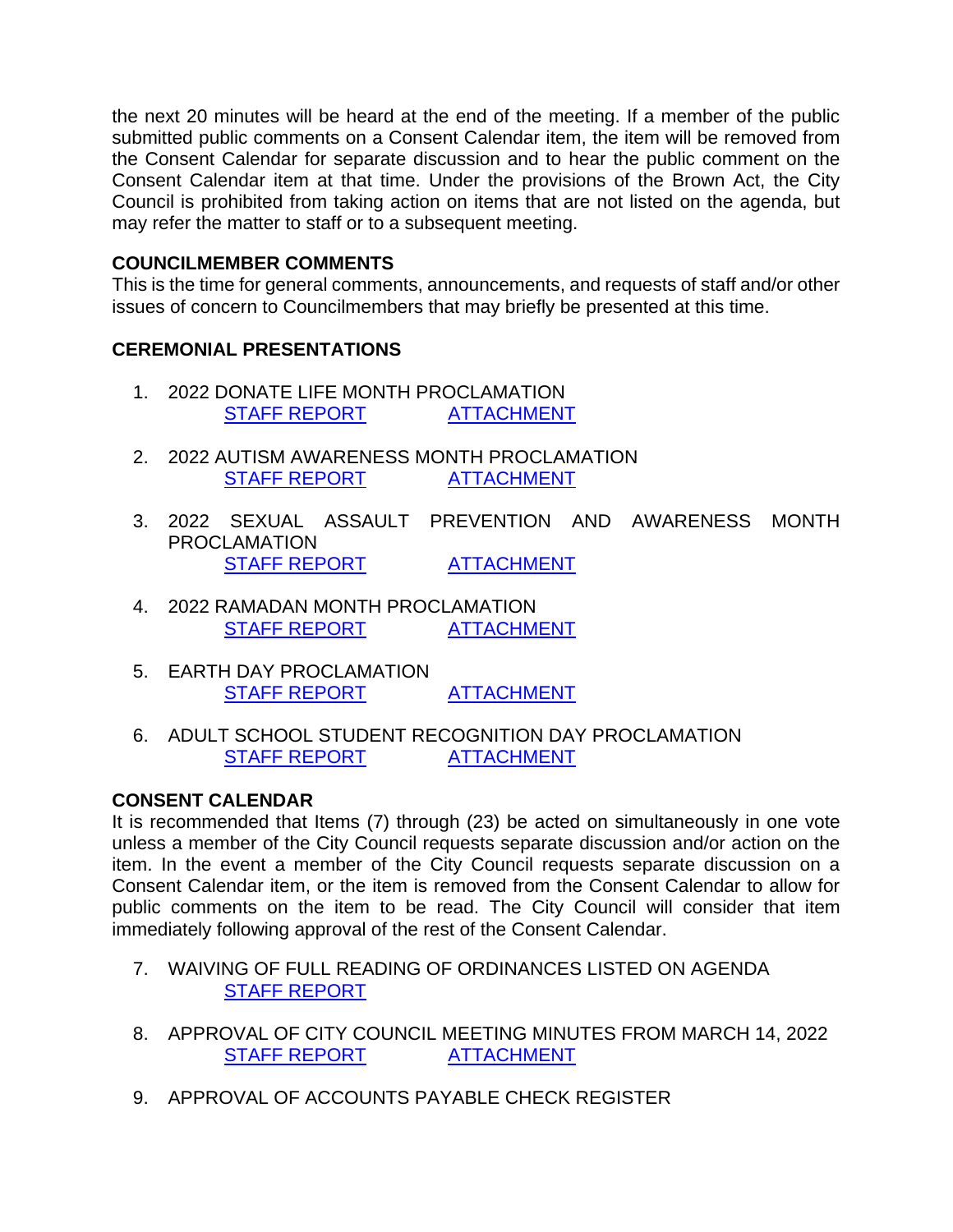the next 20 minutes will be heard at the end of the meeting. If a member of the public submitted public comments on a Consent Calendar item, the item will be removed from the Consent Calendar for separate discussion and to hear the public comment on the Consent Calendar item at that time. Under the provisions of the Brown Act, the City Council is prohibited from taking action on items that are not listed on the agenda, but may refer the matter to staff or to a subsequent meeting.

**COUNCILMEMBER COMMENTS**
This is the time for general comments, announcements, and requests of staff and/or other issues of concern to Councilmembers that may briefly be presented at this time.

**CEREMONIAL PRESENTATIONS**

1. 2022 DONATE LIFE MONTH PROCLAMATION
   STAFF REPORT ATTACHMENT

2. 2022 AUTISM AWARENESS MONTH PROCLAMATION
   STAFF REPORT ATTACHMENT

3. 2022 SEXUAL ASSAULT PREVENTION AND AWARENESS MONTH PROCLAMATION
   STAFF REPORT ATTACHMENT

4. 2022 RAMADAN MONTH PROCLAMATION
   STAFF REPORT ATTACHMENT

5. EARTH DAY PROCLAMATION
   STAFF REPORT ATTACHMENT

6. ADULT SCHOOL STUDENT RECOGNITION DAY PROCLAMATION
   STAFF REPORT ATTACHMENT

**CONSENT CALENDAR**
It is recommended that Items (7) through (23) be acted on simultaneously in one vote unless a member of the City Council requests separate discussion and/or action on the item. In the event a member of the City Council requests separate discussion on a Consent Calendar item, or the item is removed from the Consent Calendar to allow for public comments on the item to be read. The City Council will consider that item immediately following approval of the rest of the Consent Calendar.

7. WAIVING OF FULL READING OF ORDINANCES LISTED ON AGENDA
   STAFF REPORT

8. APPROVAL OF CITY COUNCIL MEETING MINUTES FROM MARCH 14, 2022
   STAFF REPORT ATTACHMENT

9. APPROVAL OF ACCOUNTS PAYABLE CHECK REGISTER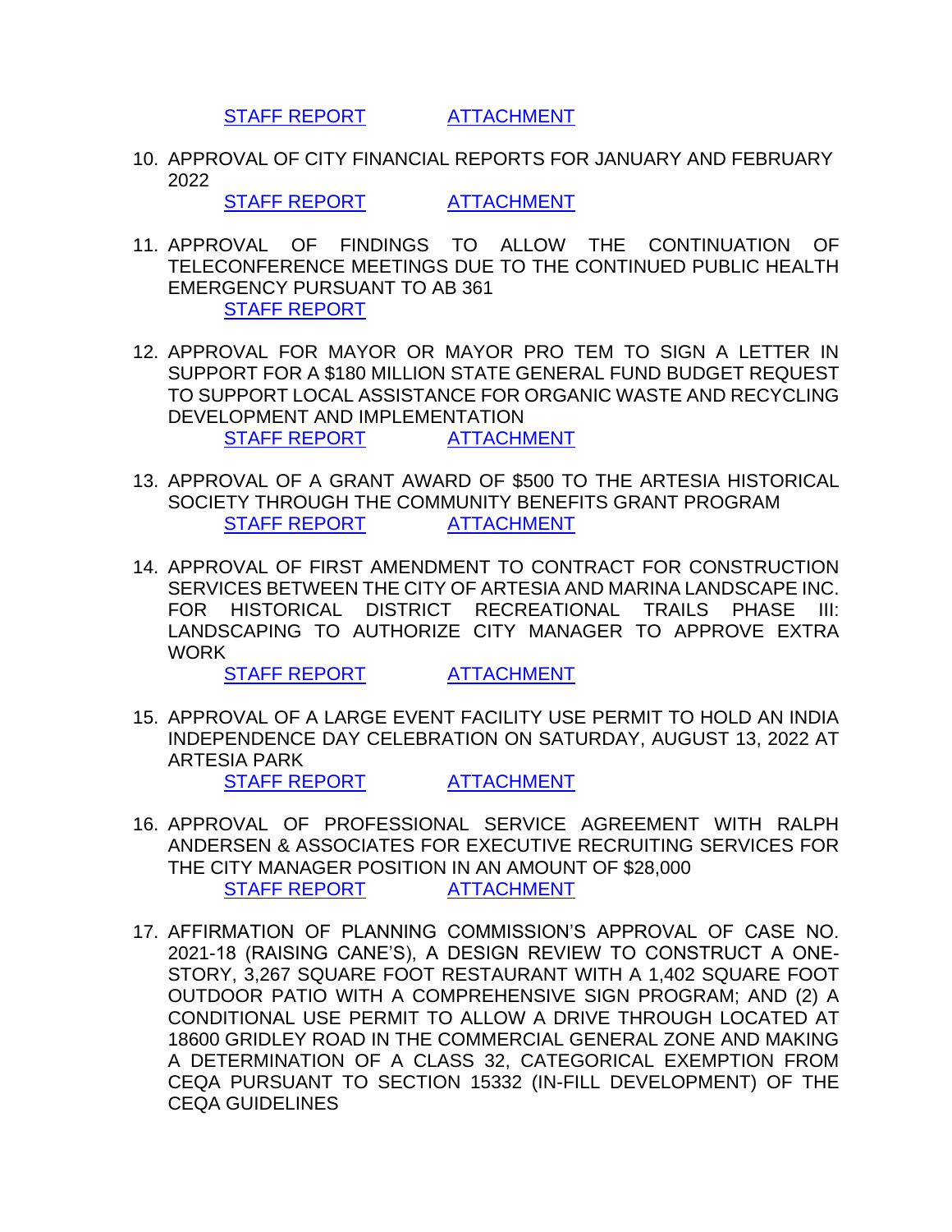STAFF REPORT ATTACHMENT

10. APPROVAL OF CITY FINANCIAL REPORTS FOR JANUARY AND FEBRUARY 2022

    STAFF REPORT ATTACHMENT

11. APPROVAL OF FINDINGS TO ALLOW THE CONTINUATION OF TELECONFERENCE MEETINGS DUE TO THE CONTINUED PUBLIC HEALTH EMERGENCY PURSUANT TO AB 361

    STAFF REPORT

12. APPROVAL FOR MAYOR OR MAYOR PRO TEM TO SIGN A LETTER IN SUPPORT FOR A $180 MILLION STATE GENERAL FUND BUDGET REQUEST TO SUPPORT LOCAL ASSISTANCE FOR ORGANIC WASTE AND RECYCLING DEVELOPMENT AND IMPLEMENTATION

    STAFF REPORT ATTACHMENT

13. APPROVAL OF A GRANT AWARD OF $500 TO THE ARTESIA HISTORICAL SOCIETY THROUGH THE COMMUNITY BENEFITS GRANT PROGRAM

    STAFF REPORT ATTACHMENT

14. APPROVAL OF FIRST AMENDMENT TO CONTRACT FOR CONSTRUCTION SERVICES BETWEEN THE CITY OF ARTESIA AND MARINA LANDSCAPE INC. FOR HISTORICAL DISTRICT RECREATIONAL TRAILS PHASE III: LANDSCAPING TO AUTHORIZE CITY MANAGER TO APPROVE EXTRA WORK

    STAFF REPORT ATTACHMENT

15. APPROVAL OF A LARGE EVENT FACILITY USE PERMIT TO HOLD AN INDIA INDEPENDENCE DAY CELEBRATION ON SATURDAY, AUGUST 13, 2022 AT ARTESIA PARK

    STAFF REPORT ATTACHMENT

16. APPROVAL OF PROFESSIONAL SERVICE AGREEMENT WITH RALPH ANDERSEN & ASSOCIATES FOR EXECUTIVE RECRUITING SERVICES FOR THE CITY MANAGER POSITION IN AN AMOUNT OF $28,000

    STAFF REPORT ATTACHMENT

17. AFFIRMATION OF PLANNING COMMISSION'S APPROVAL OF CASE NO. 2021-18 (RAISING CANE'S), A DESIGN REVIEW TO CONSTRUCT A ONE-STORY, 3,267 SQUARE FOOT RESTAURANT WITH A 1,402 SQUARE FOOT OUTDOOR PATIO WITH A COMPREHENSIVE SIGN PROGRAM; AND (2) A CONDITIONAL USE PERMIT TO ALLOW A DRIVE THROUGH LOCATED AT 18600 GRIDLEY ROAD IN THE COMMERCIAL GENERAL ZONE AND MAKING A DETERMINATION OF A CLASS 32, CATEGORICAL EXEMPTION FROM CEQA PURSUANT TO SECTION 15332 (IN-FILL DEVELOPMENT) OF THE CEQA GUIDELINES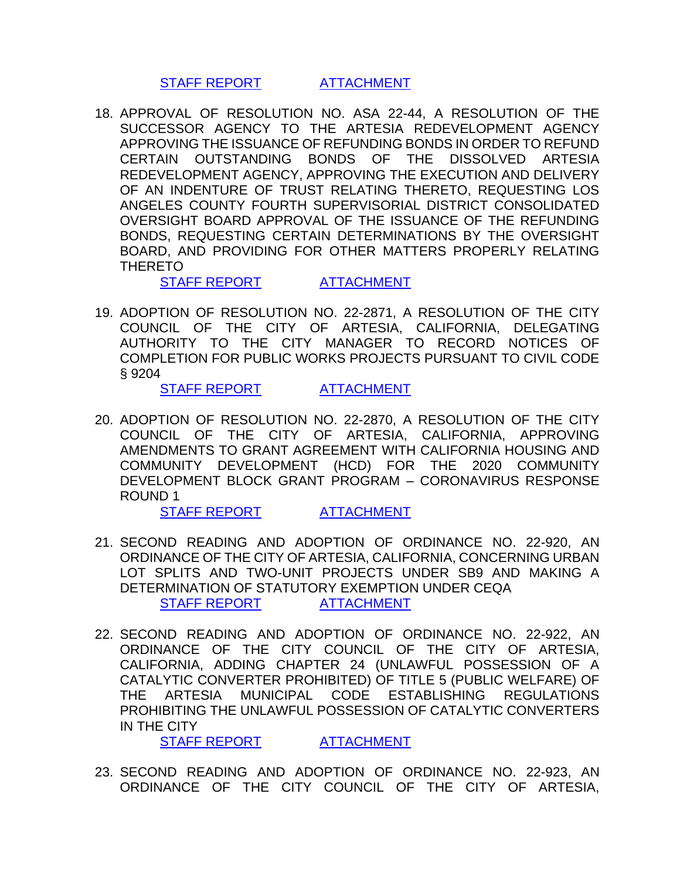STAFF REPORT ATTACHMENT

18. APPROVAL OF RESOLUTION NO. ASA 22-44, A RESOLUTION OF THE SUCCESSOR AGENCY TO THE ARTESIA REDEVELOPMENT AGENCY APPROVING THE ISSUANCE OF REFUNDING BONDS IN ORDER TO REFUND CERTAIN OUTSTANDING BONDS OF THE DISSOLVED ARTESIA REDEVELOPMENT AGENCY, APPROVING THE EXECUTION AND DELIVERY OF AN INDENTURE OF TRUST RELATING THERETO, REQUESTING LOS ANGELES COUNTY FOURTH SUPERVISORIAL DISTRICT CONSOLIDATED OVERSIGHT BOARD APPROVAL OF THE ISSUANCE OF THE REFUNDING BONDS, REQUESTING CERTAIN DETERMINATIONS BY THE OVERSIGHT BOARD, AND PROVIDING FOR OTHER MATTERS PROPERLY RELATING THERETO
    STAFF REPORT ATTACHMENT

19. ADOPTION OF RESOLUTION NO. 22-2871, A RESOLUTION OF THE CITY COUNCIL OF THE CITY OF ARTESIA, CALIFORNIA, DELEGATING AUTHORITY TO THE CITY MANAGER TO RECORD NOTICES OF COMPLETION FOR PUBLIC WORKS PROJECTS PURSUANT TO CIVIL CODE § 9204
    STAFF REPORT ATTACHMENT

20. ADOPTION OF RESOLUTION NO. 22-2870, A RESOLUTION OF THE CITY COUNCIL OF THE CITY OF ARTESIA, CALIFORNIA, APPROVING AMENDMENTS TO GRANT AGREEMENT WITH CALIFORNIA HOUSING AND COMMUNITY DEVELOPMENT (HCD) FOR THE 2020 COMMUNITY DEVELOPMENT BLOCK GRANT PROGRAM – CORONAVIRUS RESPONSE ROUND 1
    STAFF REPORT ATTACHMENT

21. SECOND READING AND ADOPTION OF ORDINANCE NO. 22-920, AN ORDINANCE OF THE CITY OF ARTESIA, CALIFORNIA, CONCERNING URBAN LOT SPLITS AND TWO-UNIT PROJECTS UNDER SB9 AND MAKING A DETERMINATION OF STATUTORY EXEMPTION UNDER CEQA
    STAFF REPORT ATTACHMENT

22. SECOND READING AND ADOPTION OF ORDINANCE NO. 22-922, AN ORDINANCE OF THE CITY COUNCIL OF THE CITY OF ARTESIA, CALIFORNIA, ADDING CHAPTER 24 (UNLAWFUL POSSESSION OF A CATALYTIC CONVERTER PROHIBITED) OF TITLE 5 (PUBLIC WELFARE) OF THE ARTESIA MUNICIPAL CODE ESTABLISHING REGULATIONS PROHIBITING THE UNLAWFUL POSSESSION OF CATALYTIC CONVERTERS IN THE CITY
    STAFF REPORT ATTACHMENT

23. SECOND READING AND ADOPTION OF ORDINANCE NO. 22-923, AN ORDINANCE OF THE CITY COUNCIL OF THE CITY OF ARTESIA,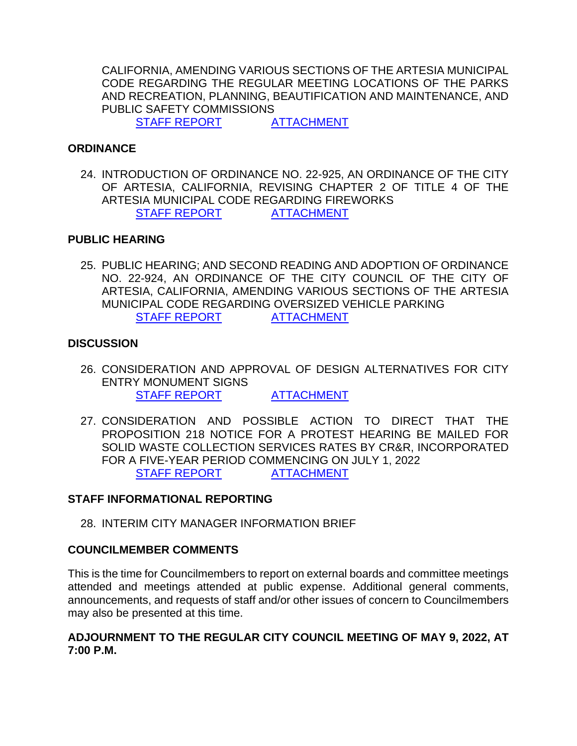CALIFORNIA, AMENDING VARIOUS SECTIONS OF THE ARTESIA MUNICIPAL CODE REGARDING THE REGULAR MEETING LOCATIONS OF THE PARKS AND RECREATION, PLANNING, BEAUTIFICATION AND MAINTENANCE, AND PUBLIC SAFETY COMMISSIONS
STAFF REPORT ATTACHMENT

**ORDINANCE**

24. INTRODUCTION OF ORDINANCE NO. 22-925, AN ORDINANCE OF THE CITY OF ARTESIA, CALIFORNIA, REVISING CHAPTER 2 OF TITLE 4 OF THE ARTESIA MUNICIPAL CODE REGARDING FIREWORKS
STAFF REPORT ATTACHMENT

**PUBLIC HEARING**

25. PUBLIC HEARING; AND SECOND READING AND ADOPTION OF ORDINANCE NO. 22-924, AN ORDINANCE OF THE CITY COUNCIL OF THE CITY OF ARTESIA, CALIFORNIA, AMENDING VARIOUS SECTIONS OF THE ARTESIA MUNICIPAL CODE REGARDING OVERSIZED VEHICLE PARKING
STAFF REPORT ATTACHMENT

**DISCUSSION**

26. CONSIDERATION AND APPROVAL OF DESIGN ALTERNATIVES FOR CITY ENTRY MONUMENT SIGNS
STAFF REPORT ATTACHMENT

27. CONSIDERATION AND POSSIBLE ACTION TO DIRECT THAT THE PROPOSITION 218 NOTICE FOR A PROTEST HEARING BE MAILED FOR SOLID WASTE COLLECTION SERVICES RATES BY CR&R, INCORPORATED FOR A FIVE-YEAR PERIOD COMMENCING ON JULY 1, 2022
STAFF REPORT ATTACHMENT

**STAFF INFORMATIONAL REPORTING**

28. INTERIM CITY MANAGER INFORMATION BRIEF

**COUNCILMEMBER COMMENTS**

This is the time for Councilmembers to report on external boards and committee meetings attended and meetings attended at public expense. Additional general comments, announcements, and requests of staff and/or other issues of concern to Councilmembers may also be presented at this time.

**ADJOURNMENT TO THE REGULAR CITY COUNCIL MEETING OF MAY 9, 2022, AT 7:00 P.M.**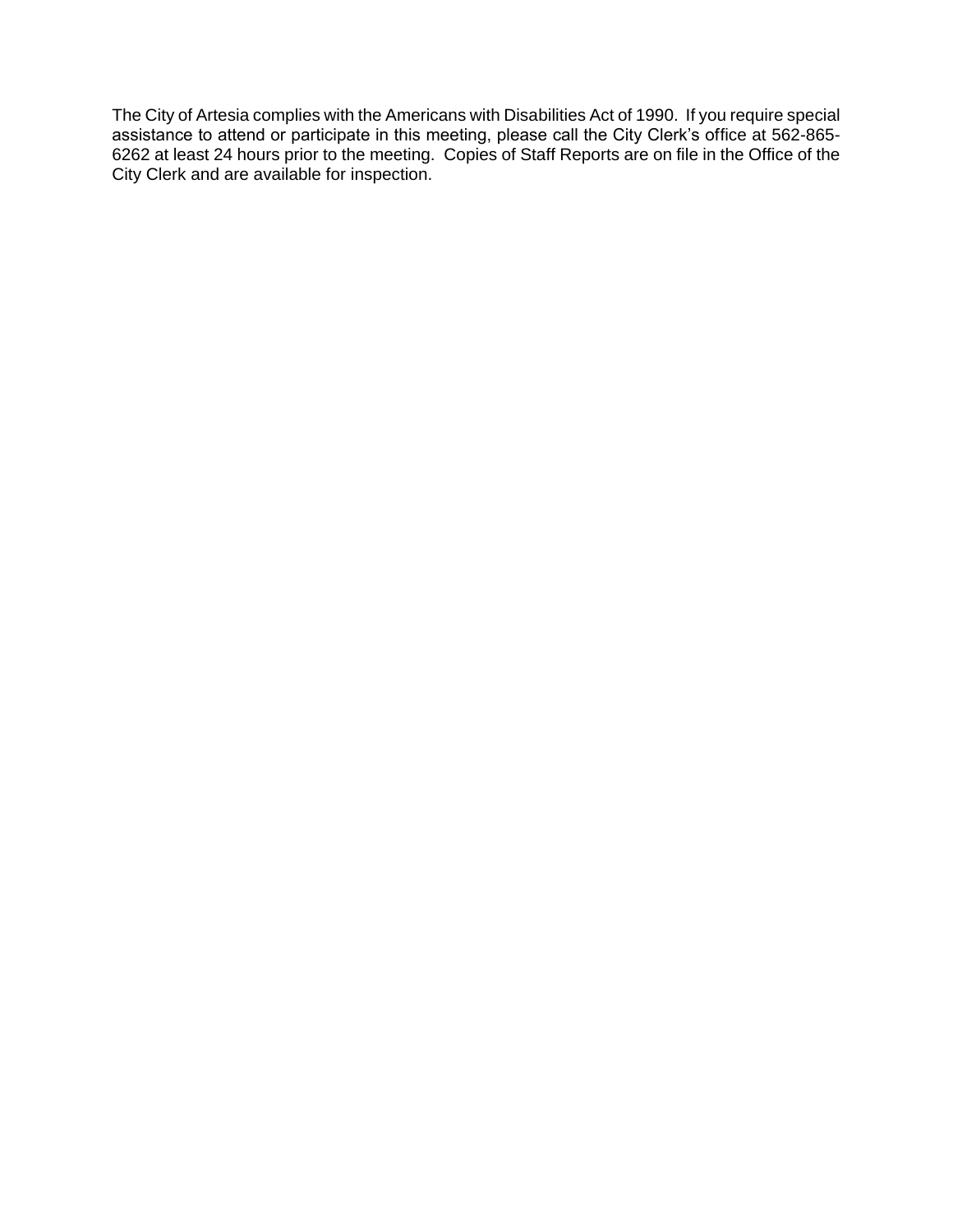The City of Artesia complies with the Americans with Disabilities Act of 1990. If you require special assistance to attend or participate in this meeting, please call the City Clerk's office at 562-865-6262 at least 24 hours prior to the meeting. Copies of Staff Reports are on file in the Office of the City Clerk and are available for inspection.